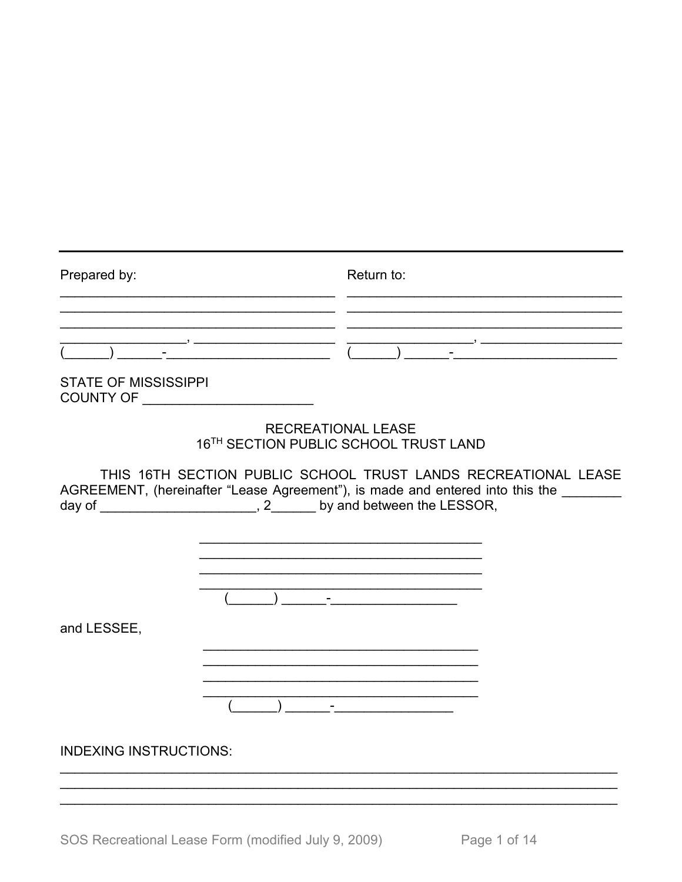---

| Prepared by: | Return to: |
| --- | --- |
| ______________________________________ | ______________________________________ |
| ______________________________________ | ______________________________________ |
| ______________________________________ | ______________________________________ |
| _________________, ___________________ | _________________, ___________________ |
| (______) ______-______________________ | (______) ______-______________________ |

STATE OF MISSISSIPPI
COUNTY OF _______________________

RECREATIONAL LEASE
16TH SECTION PUBLIC SCHOOL TRUST LAND

THIS 16TH SECTION PUBLIC SCHOOL TRUST LANDS RECREATIONAL LEASE AGREEMENT, (hereinafter "Lease Agreement"), is made and entered into this the ________ day of _____________________, 2______ by and between the LESSOR,

______________________________________
______________________________________
______________________________________
______________________________________
(______) ______-________________

and LESSEE,

______________________________________
______________________________________
______________________________________
______________________________________
(______) ______-________________

INDEXING INSTRUCTIONS:

___________________________________________________________________________
___________________________________________________________________________
___________________________________________________________________________

SOS Recreational Lease Form (modified July 9, 2009)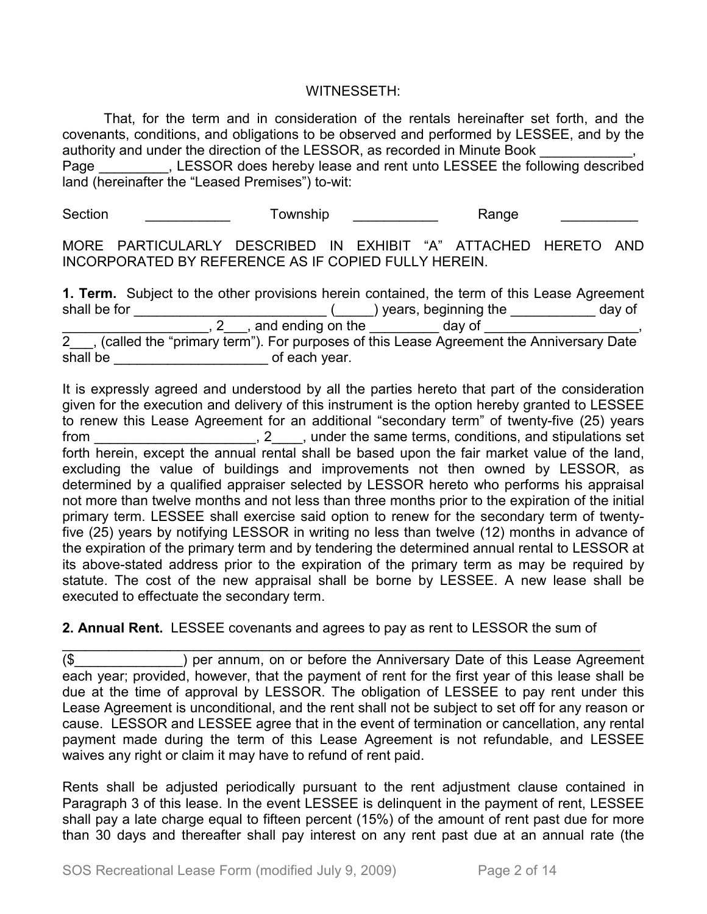WITNESSETH:

That, for the term and in consideration of the rentals hereinafter set forth, and the covenants, conditions, and obligations to be observed and performed by LESSEE, and by the authority and under the direction of the LESSOR, as recorded in Minute Book ____________, Page _________, LESSOR does hereby lease and rent unto LESSEE the following described land (hereinafter the "Leased Premises") to-wit:

Section ___________ Township ___________ Range __________

MORE PARTICULARLY DESCRIBED IN EXHIBIT "A" ATTACHED HERETO AND INCORPORATED BY REFERENCE AS IF COPIED FULLY HEREIN.

**1. Term.** Subject to the other provisions herein contained, the term of this Lease Agreement shall be for __________________________ (_____) years, beginning the ___________ day of ___________________, 2___, and ending on the _________ day of ____________________, 2___, (called the "primary term"). For purposes of this Lease Agreement the Anniversary Date shall be ____________________ of each year.

It is expressly agreed and understood by all the parties hereto that part of the consideration given for the execution and delivery of this instrument is the option hereby granted to LESSEE to renew this Lease Agreement for an additional "secondary term" of twenty-five (25) years from _____________________, 2____, under the same terms, conditions, and stipulations set forth herein, except the annual rental shall be based upon the fair market value of the land, excluding the value of buildings and improvements not then owned by LESSOR, as determined by a qualified appraiser selected by LESSOR hereto who performs his appraisal not more than twelve months and not less than three months prior to the expiration of the initial primary term. LESSEE shall exercise said option to renew for the secondary term of twenty-five (25) years by notifying LESSOR in writing no less than twelve (12) months in advance of the expiration of the primary term and by tendering the determined annual rental to LESSOR at its above-stated address prior to the expiration of the primary term as may be required by statute. The cost of the new appraisal shall be borne by LESSEE. A new lease shall be executed to effectuate the secondary term.

**2. Annual Rent.** LESSEE covenants and agrees to pay as rent to LESSOR the sum of ________________________________________________________________________ ($______________) per annum, on or before the Anniversary Date of this Lease Agreement each year; provided, however, that the payment of rent for the first year of this lease shall be due at the time of approval by LESSOR. The obligation of LESSEE to pay rent under this Lease Agreement is unconditional, and the rent shall not be subject to set off for any reason or cause. LESSOR and LESSEE agree that in the event of termination or cancellation, any rental payment made during the term of this Lease Agreement is not refundable, and LESSEE waives any right or claim it may have to refund of rent paid.

Rents shall be adjusted periodically pursuant to the rent adjustment clause contained in Paragraph 3 of this lease. In the event LESSEE is delinquent in the payment of rent, LESSEE shall pay a late charge equal to fifteen percent (15%) of the amount of rent past due for more than 30 days and thereafter shall pay interest on any rent past due at an annual rate (the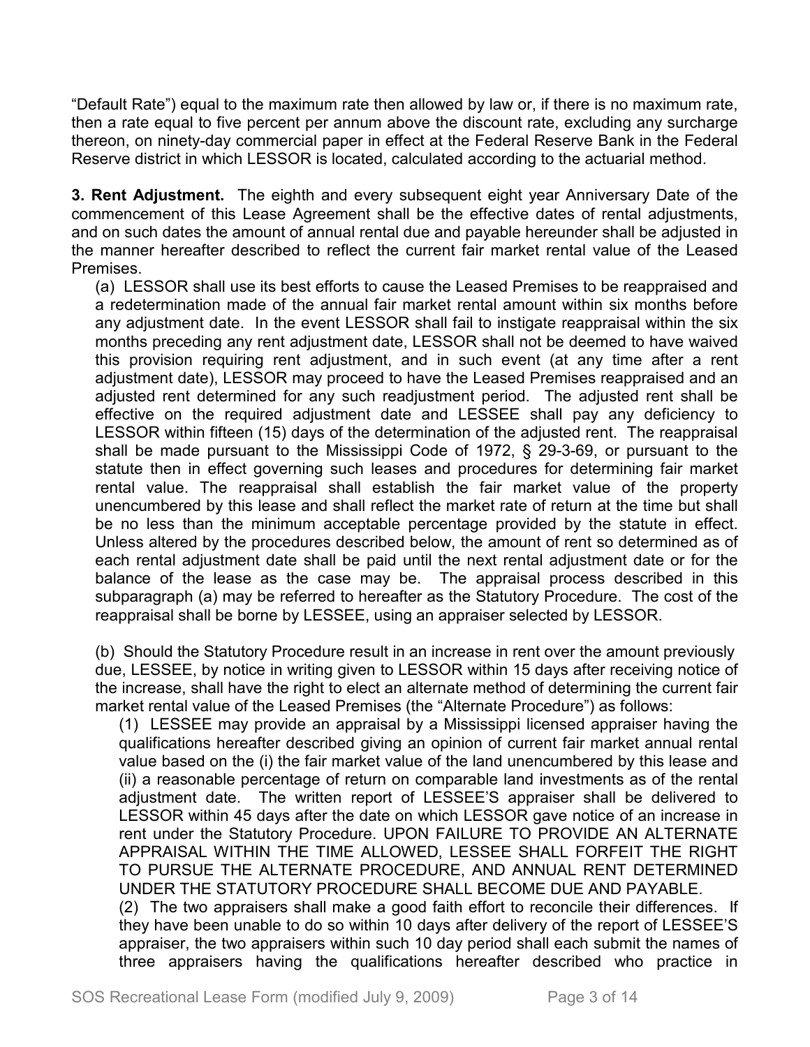"Default Rate") equal to the maximum rate then allowed by law or, if there is no maximum rate, then a rate equal to five percent per annum above the discount rate, excluding any surcharge thereon, on ninety-day commercial paper in effect at the Federal Reserve Bank in the Federal Reserve district in which LESSOR is located, calculated according to the actuarial method.

**3. Rent Adjustment.** The eighth and every subsequent eight year Anniversary Date of the commencement of this Lease Agreement shall be the effective dates of rental adjustments, and on such dates the amount of annual rental due and payable hereunder shall be adjusted in the manner hereafter described to reflect the current fair market rental value of the Leased Premises.

(a) LESSOR shall use its best efforts to cause the Leased Premises to be reappraised and a redetermination made of the annual fair market rental amount within six months before any adjustment date. In the event LESSOR shall fail to instigate reappraisal within the six months preceding any rent adjustment date, LESSOR shall not be deemed to have waived this provision requiring rent adjustment, and in such event (at any time after a rent adjustment date), LESSOR may proceed to have the Leased Premises reappraised and an adjusted rent determined for any such readjustment period. The adjusted rent shall be effective on the required adjustment date and LESSEE shall pay any deficiency to LESSOR within fifteen (15) days of the determination of the adjusted rent. The reappraisal shall be made pursuant to the Mississippi Code of 1972, § 29-3-69, or pursuant to the statute then in effect governing such leases and procedures for determining fair market rental value. The reappraisal shall establish the fair market value of the property unencumbered by this lease and shall reflect the market rate of return at the time but shall be no less than the minimum acceptable percentage provided by the statute in effect. Unless altered by the procedures described below, the amount of rent so determined as of each rental adjustment date shall be paid until the next rental adjustment date or for the balance of the lease as the case may be. The appraisal process described in this subparagraph (a) may be referred to hereafter as the Statutory Procedure. The cost of the reappraisal shall be borne by LESSEE, using an appraiser selected by LESSOR.

(b) Should the Statutory Procedure result in an increase in rent over the amount previously due, LESSEE, by notice in writing given to LESSOR within 15 days after receiving notice of the increase, shall have the right to elect an alternate method of determining the current fair market rental value of the Leased Premises (the "Alternate Procedure") as follows:

(1) LESSEE may provide an appraisal by a Mississippi licensed appraiser having the qualifications hereafter described giving an opinion of current fair market annual rental value based on the (i) the fair market value of the land unencumbered by this lease and (ii) a reasonable percentage of return on comparable land investments as of the rental adjustment date. The written report of LESSEE'S appraiser shall be delivered to LESSOR within 45 days after the date on which LESSOR gave notice of an increase in rent under the Statutory Procedure. UPON FAILURE TO PROVIDE AN ALTERNATE APPRAISAL WITHIN THE TIME ALLOWED, LESSEE SHALL FORFEIT THE RIGHT TO PURSUE THE ALTERNATE PROCEDURE, AND ANNUAL RENT DETERMINED UNDER THE STATUTORY PROCEDURE SHALL BECOME DUE AND PAYABLE.

(2) The two appraisers shall make a good faith effort to reconcile their differences. If they have been unable to do so within 10 days after delivery of the report of LESSEE'S appraiser, the two appraisers within such 10 day period shall each submit the names of three appraisers having the qualifications hereafter described who practice in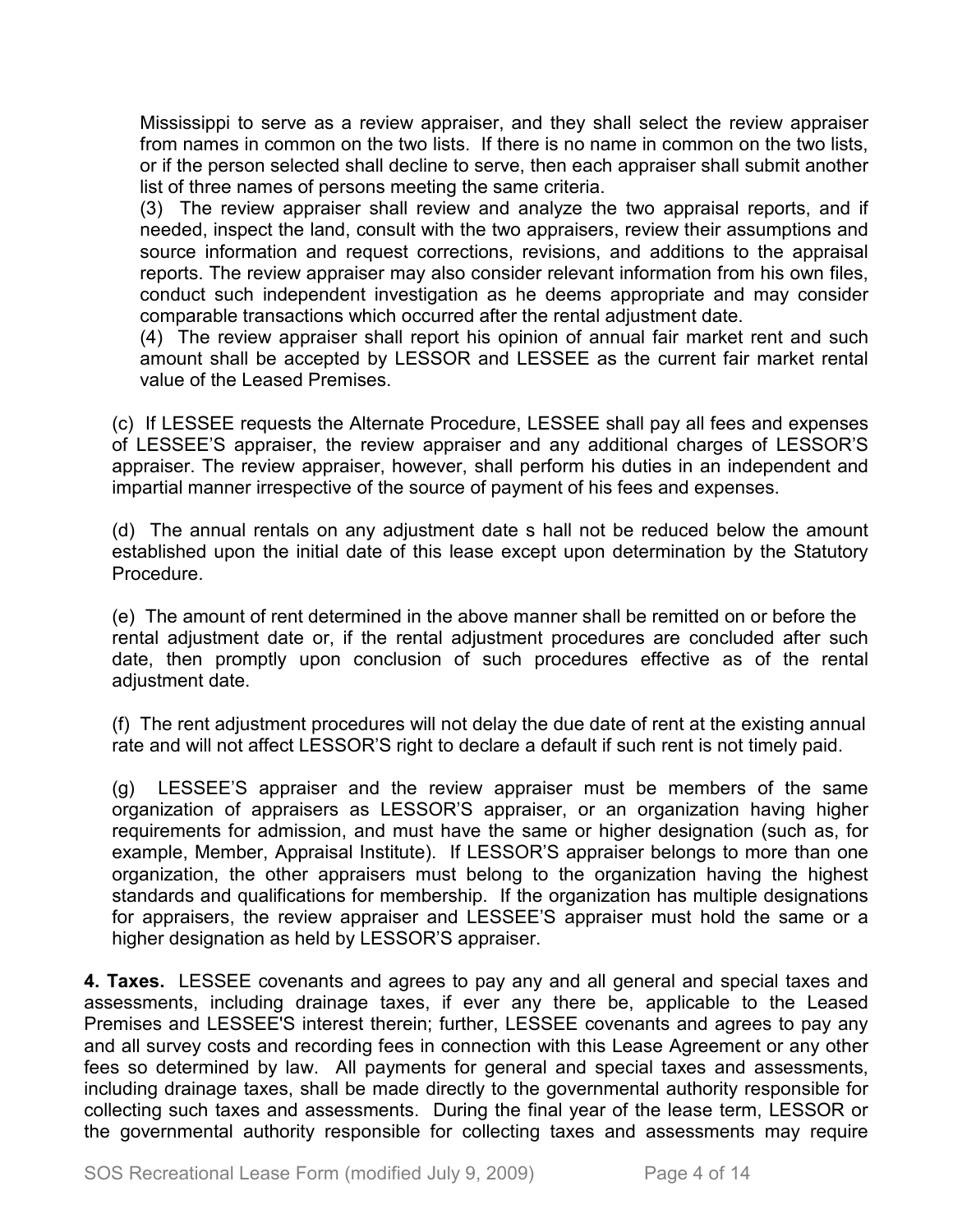Mississippi to serve as a review appraiser, and they shall select the review appraiser from names in common on the two lists. If there is no name in common on the two lists, or if the person selected shall decline to serve, then each appraiser shall submit another list of three names of persons meeting the same criteria.

(3) The review appraiser shall review and analyze the two appraisal reports, and if needed, inspect the land, consult with the two appraisers, review their assumptions and source information and request corrections, revisions, and additions to the appraisal reports. The review appraiser may also consider relevant information from his own files, conduct such independent investigation as he deems appropriate and may consider comparable transactions which occurred after the rental adjustment date.

(4) The review appraiser shall report his opinion of annual fair market rent and such amount shall be accepted by LESSOR and LESSEE as the current fair market rental value of the Leased Premises.

(c) If LESSEE requests the Alternate Procedure, LESSEE shall pay all fees and expenses of LESSEE'S appraiser, the review appraiser and any additional charges of LESSOR'S appraiser. The review appraiser, however, shall perform his duties in an independent and impartial manner irrespective of the source of payment of his fees and expenses.

(d) The annual rentals on any adjustment date s hall not be reduced below the amount established upon the initial date of this lease except upon determination by the Statutory Procedure.

(e) The amount of rent determined in the above manner shall be remitted on or before the rental adjustment date or, if the rental adjustment procedures are concluded after such date, then promptly upon conclusion of such procedures effective as of the rental adjustment date.

(f) The rent adjustment procedures will not delay the due date of rent at the existing annual rate and will not affect LESSOR'S right to declare a default if such rent is not timely paid.

(g) LESSEE'S appraiser and the review appraiser must be members of the same organization of appraisers as LESSOR'S appraiser, or an organization having higher requirements for admission, and must have the same or higher designation (such as, for example, Member, Appraisal Institute). If LESSOR'S appraiser belongs to more than one organization, the other appraisers must belong to the organization having the highest standards and qualifications for membership. If the organization has multiple designations for appraisers, the review appraiser and LESSEE'S appraiser must hold the same or a higher designation as held by LESSOR'S appraiser.

**4. Taxes.** LESSEE covenants and agrees to pay any and all general and special taxes and assessments, including drainage taxes, if ever any there be, applicable to the Leased Premises and LESSEE'S interest therein; further, LESSEE covenants and agrees to pay any and all survey costs and recording fees in connection with this Lease Agreement or any other fees so determined by law. All payments for general and special taxes and assessments, including drainage taxes, shall be made directly to the governmental authority responsible for collecting such taxes and assessments. During the final year of the lease term, LESSOR or the governmental authority responsible for collecting taxes and assessments may require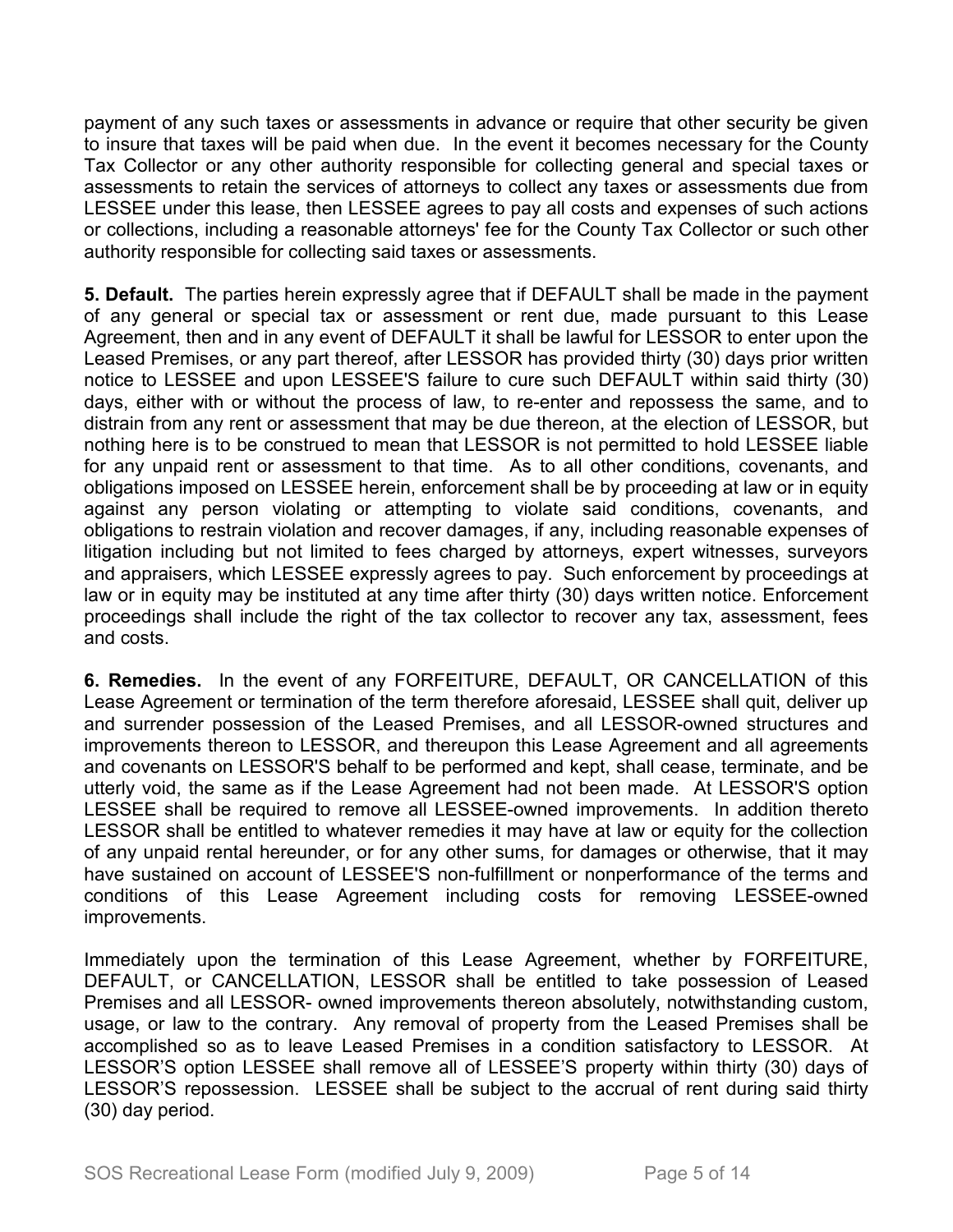payment of any such taxes or assessments in advance or require that other security be given to insure that taxes will be paid when due. In the event it becomes necessary for the County Tax Collector or any other authority responsible for collecting general and special taxes or assessments to retain the services of attorneys to collect any taxes or assessments due from LESSEE under this lease, then LESSEE agrees to pay all costs and expenses of such actions or collections, including a reasonable attorneys' fee for the County Tax Collector or such other authority responsible for collecting said taxes or assessments.

**5. Default.** The parties herein expressly agree that if DEFAULT shall be made in the payment of any general or special tax or assessment or rent due, made pursuant to this Lease Agreement, then and in any event of DEFAULT it shall be lawful for LESSOR to enter upon the Leased Premises, or any part thereof, after LESSOR has provided thirty (30) days prior written notice to LESSEE and upon LESSEE'S failure to cure such DEFAULT within said thirty (30) days, either with or without the process of law, to re-enter and repossess the same, and to distrain from any rent or assessment that may be due thereon, at the election of LESSOR, but nothing here is to be construed to mean that LESSOR is not permitted to hold LESSEE liable for any unpaid rent or assessment to that time. As to all other conditions, covenants, and obligations imposed on LESSEE herein, enforcement shall be by proceeding at law or in equity against any person violating or attempting to violate said conditions, covenants, and obligations to restrain violation and recover damages, if any, including reasonable expenses of litigation including but not limited to fees charged by attorneys, expert witnesses, surveyors and appraisers, which LESSEE expressly agrees to pay. Such enforcement by proceedings at law or in equity may be instituted at any time after thirty (30) days written notice. Enforcement proceedings shall include the right of the tax collector to recover any tax, assessment, fees and costs.

**6. Remedies.** In the event of any FORFEITURE, DEFAULT, OR CANCELLATION of this Lease Agreement or termination of the term therefore aforesaid, LESSEE shall quit, deliver up and surrender possession of the Leased Premises, and all LESSOR-owned structures and improvements thereon to LESSOR, and thereupon this Lease Agreement and all agreements and covenants on LESSOR'S behalf to be performed and kept, shall cease, terminate, and be utterly void, the same as if the Lease Agreement had not been made. At LESSOR'S option LESSEE shall be required to remove all LESSEE-owned improvements. In addition thereto LESSOR shall be entitled to whatever remedies it may have at law or equity for the collection of any unpaid rental hereunder, or for any other sums, for damages or otherwise, that it may have sustained on account of LESSEE'S non-fulfillment or nonperformance of the terms and conditions of this Lease Agreement including costs for removing LESSEE-owned improvements.

Immediately upon the termination of this Lease Agreement, whether by FORFEITURE, DEFAULT, or CANCELLATION, LESSOR shall be entitled to take possession of Leased Premises and all LESSOR- owned improvements thereon absolutely, notwithstanding custom, usage, or law to the contrary. Any removal of property from the Leased Premises shall be accomplished so as to leave Leased Premises in a condition satisfactory to LESSOR. At LESSOR'S option LESSEE shall remove all of LESSEE'S property within thirty (30) days of LESSOR'S repossession. LESSEE shall be subject to the accrual of rent during said thirty (30) day period.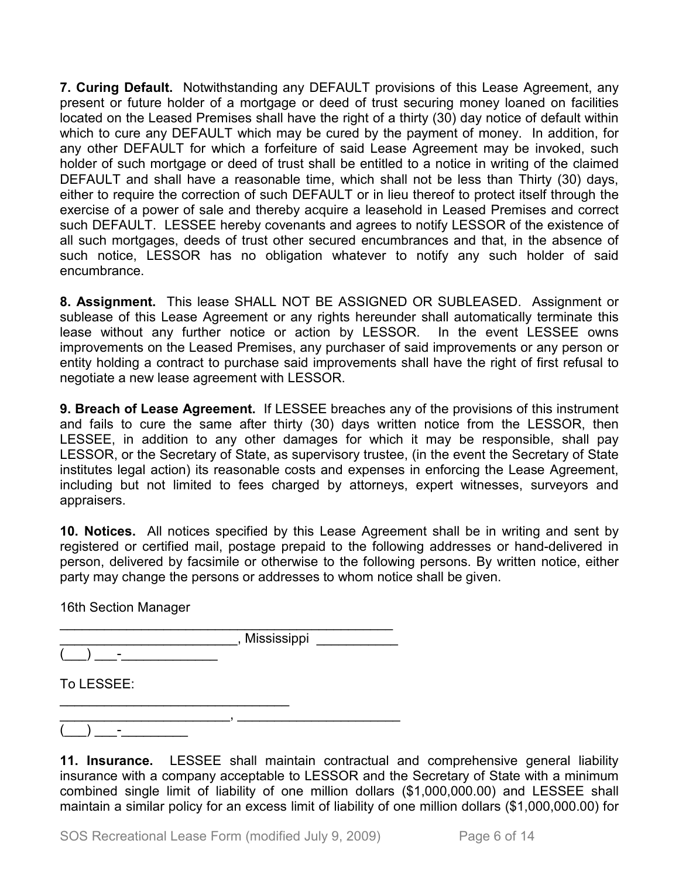**7. Curing Default.** Notwithstanding any DEFAULT provisions of this Lease Agreement, any present or future holder of a mortgage or deed of trust securing money loaned on facilities located on the Leased Premises shall have the right of a thirty (30) day notice of default within which to cure any DEFAULT which may be cured by the payment of money. In addition, for any other DEFAULT for which a forfeiture of said Lease Agreement may be invoked, such holder of such mortgage or deed of trust shall be entitled to a notice in writing of the claimed DEFAULT and shall have a reasonable time, which shall not be less than Thirty (30) days, either to require the correction of such DEFAULT or in lieu thereof to protect itself through the exercise of a power of sale and thereby acquire a leasehold in Leased Premises and correct such DEFAULT. LESSEE hereby covenants and agrees to notify LESSOR of the existence of all such mortgages, deeds of trust other secured encumbrances and that, in the absence of such notice, LESSOR has no obligation whatever to notify any such holder of said encumbrance.

**8. Assignment.** This lease SHALL NOT BE ASSIGNED OR SUBLEASED. Assignment or sublease of this Lease Agreement or any rights hereunder shall automatically terminate this lease without any further notice or action by LESSOR. In the event LESSEE owns improvements on the Leased Premises, any purchaser of said improvements or any person or entity holding a contract to purchase said improvements shall have the right of first refusal to negotiate a new lease agreement with LESSOR.

**9. Breach of Lease Agreement.** If LESSEE breaches any of the provisions of this instrument and fails to cure the same after thirty (30) days written notice from the LESSOR, then LESSEE, in addition to any other damages for which it may be responsible, shall pay LESSOR, or the Secretary of State, as supervisory trustee, (in the event the Secretary of State institutes legal action) its reasonable costs and expenses in enforcing the Lease Agreement, including but not limited to fees charged by attorneys, expert witnesses, surveyors and appraisers.

**10. Notices.** All notices specified by this Lease Agreement shall be in writing and sent by registered or certified mail, postage prepaid to the following addresses or hand-delivered in person, delivered by facsimile or otherwise to the following persons. By written notice, either party may change the persons or addresses to whom notice shall be given.

16th Section Manager
_____________________________________________
________________________, Mississippi ___________
(___) ___-_____________

To LESSEE:
_______________________________
_______________________, _____________________
(___) ___-_________

**11. Insurance.** LESSEE shall maintain contractual and comprehensive general liability insurance with a company acceptable to LESSOR and the Secretary of State with a minimum combined single limit of liability of one million dollars ($1,000,000.00) and LESSEE shall maintain a similar policy for an excess limit of liability of one million dollars ($1,000,000.00) for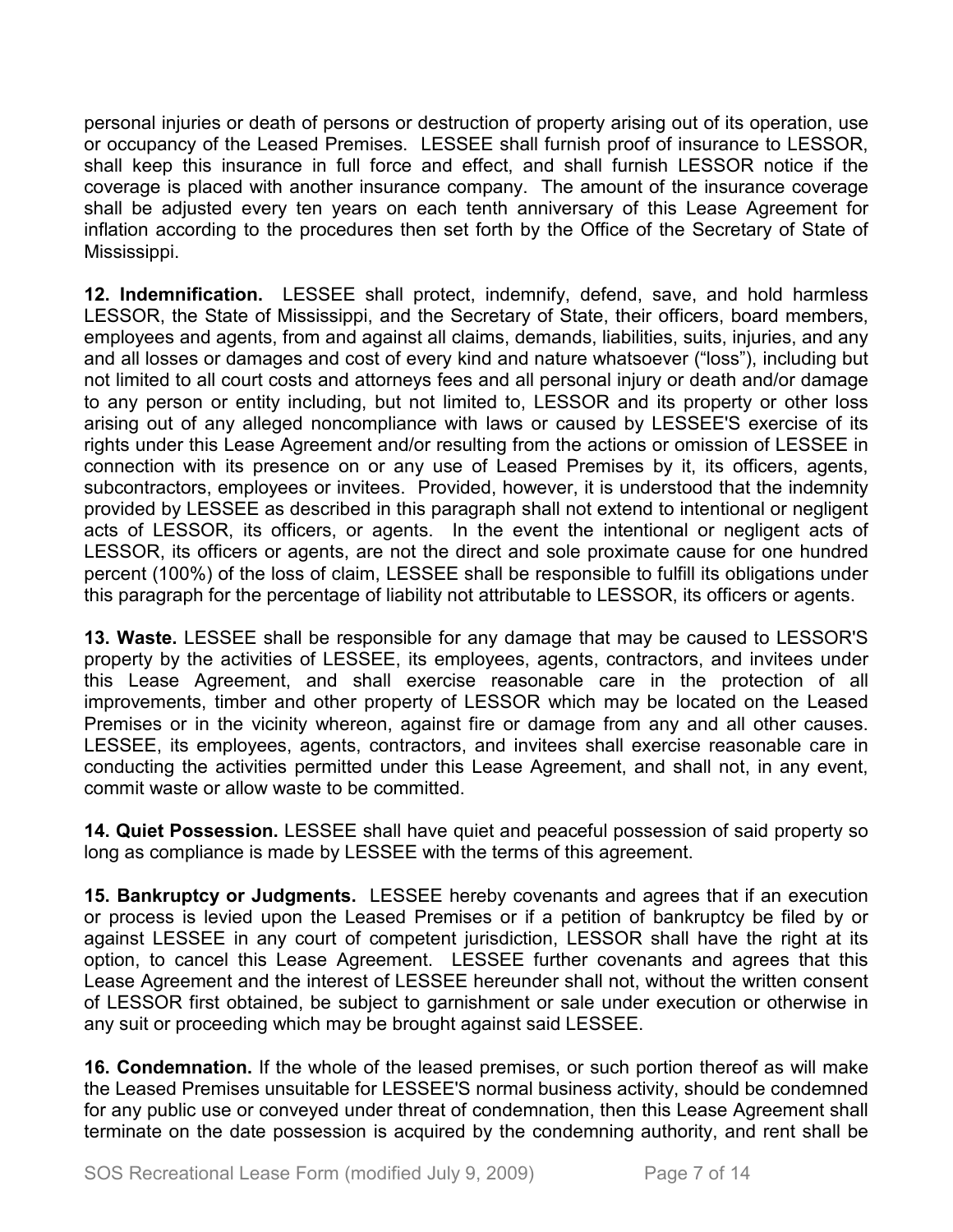personal injuries or death of persons or destruction of property arising out of its operation, use or occupancy of the Leased Premises. LESSEE shall furnish proof of insurance to LESSOR, shall keep this insurance in full force and effect, and shall furnish LESSOR notice if the coverage is placed with another insurance company. The amount of the insurance coverage shall be adjusted every ten years on each tenth anniversary of this Lease Agreement for inflation according to the procedures then set forth by the Office of the Secretary of State of Mississippi.

**12. Indemnification.** LESSEE shall protect, indemnify, defend, save, and hold harmless LESSOR, the State of Mississippi, and the Secretary of State, their officers, board members, employees and agents, from and against all claims, demands, liabilities, suits, injuries, and any and all losses or damages and cost of every kind and nature whatsoever ("loss"), including but not limited to all court costs and attorneys fees and all personal injury or death and/or damage to any person or entity including, but not limited to, LESSOR and its property or other loss arising out of any alleged noncompliance with laws or caused by LESSEE'S exercise of its rights under this Lease Agreement and/or resulting from the actions or omission of LESSEE in connection with its presence on or any use of Leased Premises by it, its officers, agents, subcontractors, employees or invitees. Provided, however, it is understood that the indemnity provided by LESSEE as described in this paragraph shall not extend to intentional or negligent acts of LESSOR, its officers, or agents. In the event the intentional or negligent acts of LESSOR, its officers or agents, are not the direct and sole proximate cause for one hundred percent (100%) of the loss of claim, LESSEE shall be responsible to fulfill its obligations under this paragraph for the percentage of liability not attributable to LESSOR, its officers or agents.

**13. Waste.** LESSEE shall be responsible for any damage that may be caused to LESSOR'S property by the activities of LESSEE, its employees, agents, contractors, and invitees under this Lease Agreement, and shall exercise reasonable care in the protection of all improvements, timber and other property of LESSOR which may be located on the Leased Premises or in the vicinity whereon, against fire or damage from any and all other causes. LESSEE, its employees, agents, contractors, and invitees shall exercise reasonable care in conducting the activities permitted under this Lease Agreement, and shall not, in any event, commit waste or allow waste to be committed.

**14. Quiet Possession.** LESSEE shall have quiet and peaceful possession of said property so long as compliance is made by LESSEE with the terms of this agreement.

**15. Bankruptcy or Judgments.** LESSEE hereby covenants and agrees that if an execution or process is levied upon the Leased Premises or if a petition of bankruptcy be filed by or against LESSEE in any court of competent jurisdiction, LESSOR shall have the right at its option, to cancel this Lease Agreement. LESSEE further covenants and agrees that this Lease Agreement and the interest of LESSEE hereunder shall not, without the written consent of LESSOR first obtained, be subject to garnishment or sale under execution or otherwise in any suit or proceeding which may be brought against said LESSEE.

**16. Condemnation.** If the whole of the leased premises, or such portion thereof as will make the Leased Premises unsuitable for LESSEE'S normal business activity, should be condemned for any public use or conveyed under threat of condemnation, then this Lease Agreement shall terminate on the date possession is acquired by the condemning authority, and rent shall be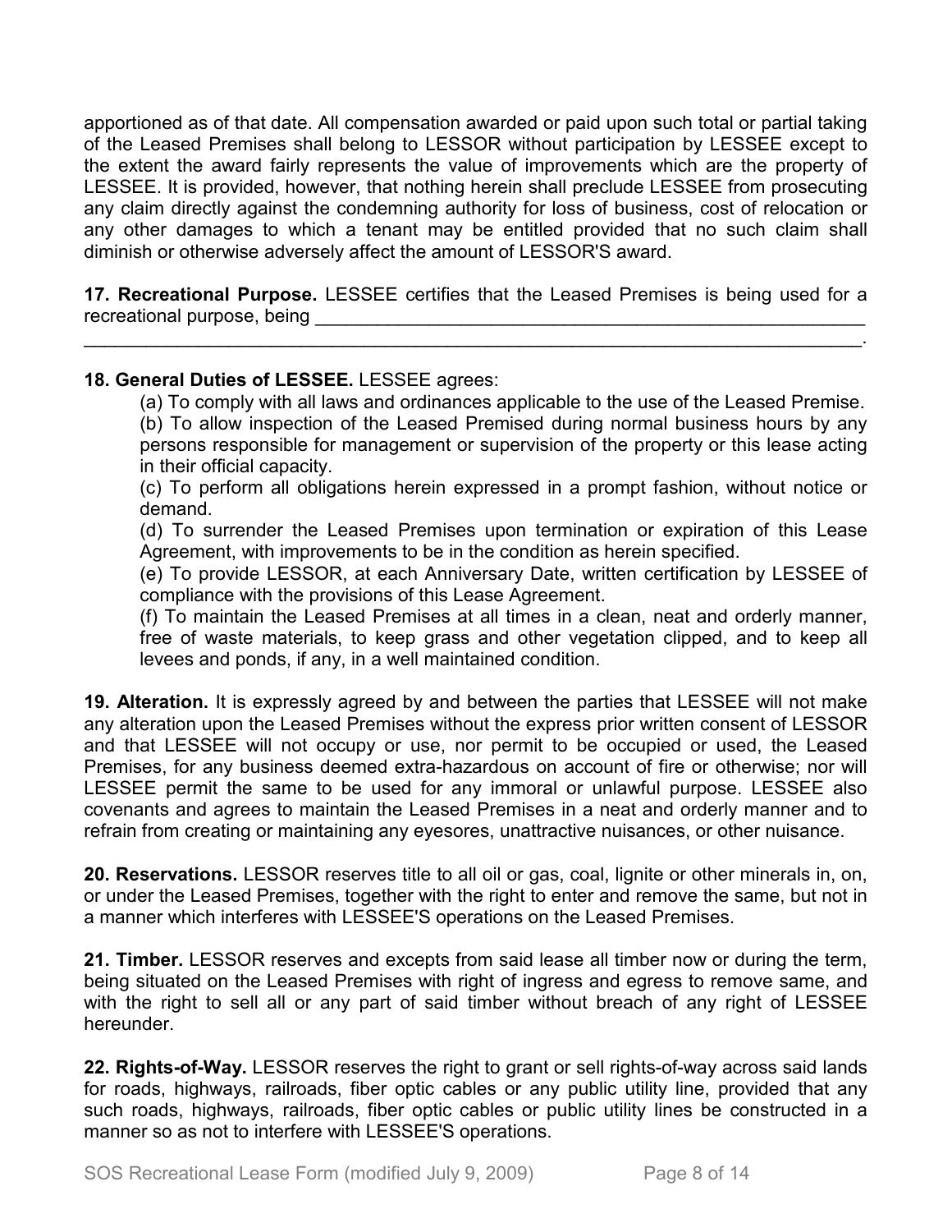apportioned as of that date. All compensation awarded or paid upon such total or partial taking of the Leased Premises shall belong to LESSOR without participation by LESSEE except to the extent the award fairly represents the value of improvements which are the property of LESSEE. It is provided, however, that nothing herein shall preclude LESSEE from prosecuting any claim directly against the condemning authority for loss of business, cost of relocation or any other damages to which a tenant may be entitled provided that no such claim shall diminish or otherwise adversely affect the amount of LESSOR'S award.

**17. Recreational Purpose.** LESSEE certifies that the Leased Premises is being used for a recreational purpose, being ________________________________________________________ _____________________________________________________________________________.

**18. General Duties of LESSEE.** LESSEE agrees:

(a) To comply with all laws and ordinances applicable to the use of the Leased Premise.

(b) To allow inspection of the Leased Premised during normal business hours by any persons responsible for management or supervision of the property or this lease acting in their official capacity.

(c) To perform all obligations herein expressed in a prompt fashion, without notice or demand.

(d) To surrender the Leased Premises upon termination or expiration of this Lease Agreement, with improvements to be in the condition as herein specified.

(e) To provide LESSOR, at each Anniversary Date, written certification by LESSEE of compliance with the provisions of this Lease Agreement.

(f) To maintain the Leased Premises at all times in a clean, neat and orderly manner, free of waste materials, to keep grass and other vegetation clipped, and to keep all levees and ponds, if any, in a well maintained condition.

**19. Alteration.** It is expressly agreed by and between the parties that LESSEE will not make any alteration upon the Leased Premises without the express prior written consent of LESSOR and that LESSEE will not occupy or use, nor permit to be occupied or used, the Leased Premises, for any business deemed extra-hazardous on account of fire or otherwise; nor will LESSEE permit the same to be used for any immoral or unlawful purpose. LESSEE also covenants and agrees to maintain the Leased Premises in a neat and orderly manner and to refrain from creating or maintaining any eyesores, unattractive nuisances, or other nuisance.

**20. Reservations.** LESSOR reserves title to all oil or gas, coal, lignite or other minerals in, on, or under the Leased Premises, together with the right to enter and remove the same, but not in a manner which interferes with LESSEE'S operations on the Leased Premises.

**21. Timber.** LESSOR reserves and excepts from said lease all timber now or during the term, being situated on the Leased Premises with right of ingress and egress to remove same, and with the right to sell all or any part of said timber without breach of any right of LESSEE hereunder.

**22. Rights-of-Way.** LESSOR reserves the right to grant or sell rights-of-way across said lands for roads, highways, railroads, fiber optic cables or any public utility line, provided that any such roads, highways, railroads, fiber optic cables or public utility lines be constructed in a manner so as not to interfere with LESSEE'S operations.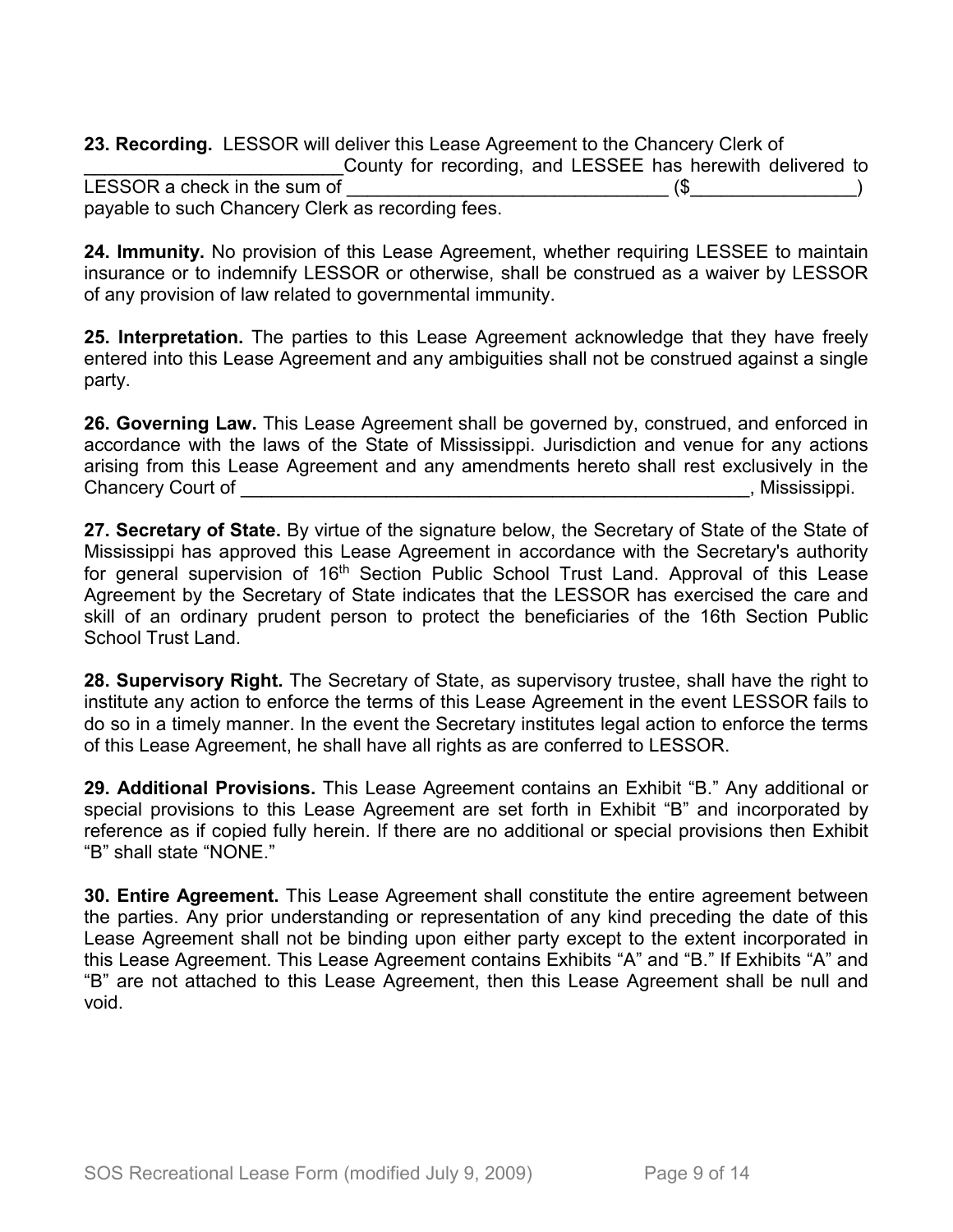**23. Recording.** LESSOR will deliver this Lease Agreement to the Chancery Clerk of _________________________County for recording, and LESSEE has herewith delivered to LESSOR a check in the sum of _______________________________ ($________________) payable to such Chancery Clerk as recording fees.

**24. Immunity.** No provision of this Lease Agreement, whether requiring LESSEE to maintain insurance or to indemnify LESSOR or otherwise, shall be construed as a waiver by LESSOR of any provision of law related to governmental immunity.

**25. Interpretation.** The parties to this Lease Agreement acknowledge that they have freely entered into this Lease Agreement and any ambiguities shall not be construed against a single party.

**26. Governing Law.** This Lease Agreement shall be governed by, construed, and enforced in accordance with the laws of the State of Mississippi. Jurisdiction and venue for any actions arising from this Lease Agreement and any amendments hereto shall rest exclusively in the Chancery Court of ____________________________________________________, Mississippi.

**27. Secretary of State.** By virtue of the signature below, the Secretary of State of the State of Mississippi has approved this Lease Agreement in accordance with the Secretary's authority for general supervision of 16th Section Public School Trust Land. Approval of this Lease Agreement by the Secretary of State indicates that the LESSOR has exercised the care and skill of an ordinary prudent person to protect the beneficiaries of the 16th Section Public School Trust Land.

**28. Supervisory Right.** The Secretary of State, as supervisory trustee, shall have the right to institute any action to enforce the terms of this Lease Agreement in the event LESSOR fails to do so in a timely manner. In the event the Secretary institutes legal action to enforce the terms of this Lease Agreement, he shall have all rights as are conferred to LESSOR.

**29. Additional Provisions.** This Lease Agreement contains an Exhibit "B." Any additional or special provisions to this Lease Agreement are set forth in Exhibit "B" and incorporated by reference as if copied fully herein. If there are no additional or special provisions then Exhibit "B" shall state "NONE."

**30. Entire Agreement.** This Lease Agreement shall constitute the entire agreement between the parties. Any prior understanding or representation of any kind preceding the date of this Lease Agreement shall not be binding upon either party except to the extent incorporated in this Lease Agreement. This Lease Agreement contains Exhibits "A" and "B." If Exhibits "A" and "B" are not attached to this Lease Agreement, then this Lease Agreement shall be null and void.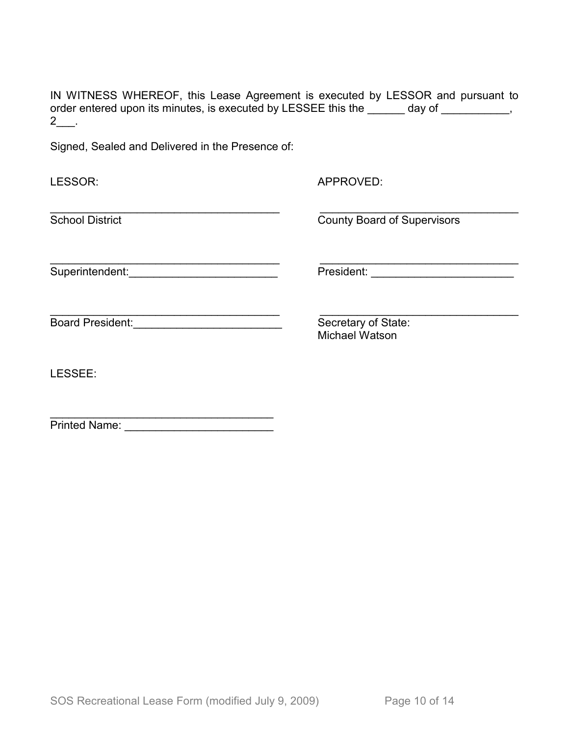IN WITNESS WHEREOF, this Lease Agreement is executed by LESSOR and pursuant to order entered upon its minutes, is executed by LESSEE this the ______ day of ___________, 2___.

Signed, Sealed and Delivered in the Presence of:

LESSOR:

_______________________________________
School District

_______________________________________
Superintendent:________________________

_______________________________________
Board President:________________________

APPROVED:

__________________________________
County Board of Supervisors

__________________________________
President: _______________________

__________________________________
Secretary of State:
Michael Watson

LESSEE:

_____________________________________
Printed Name: _______________________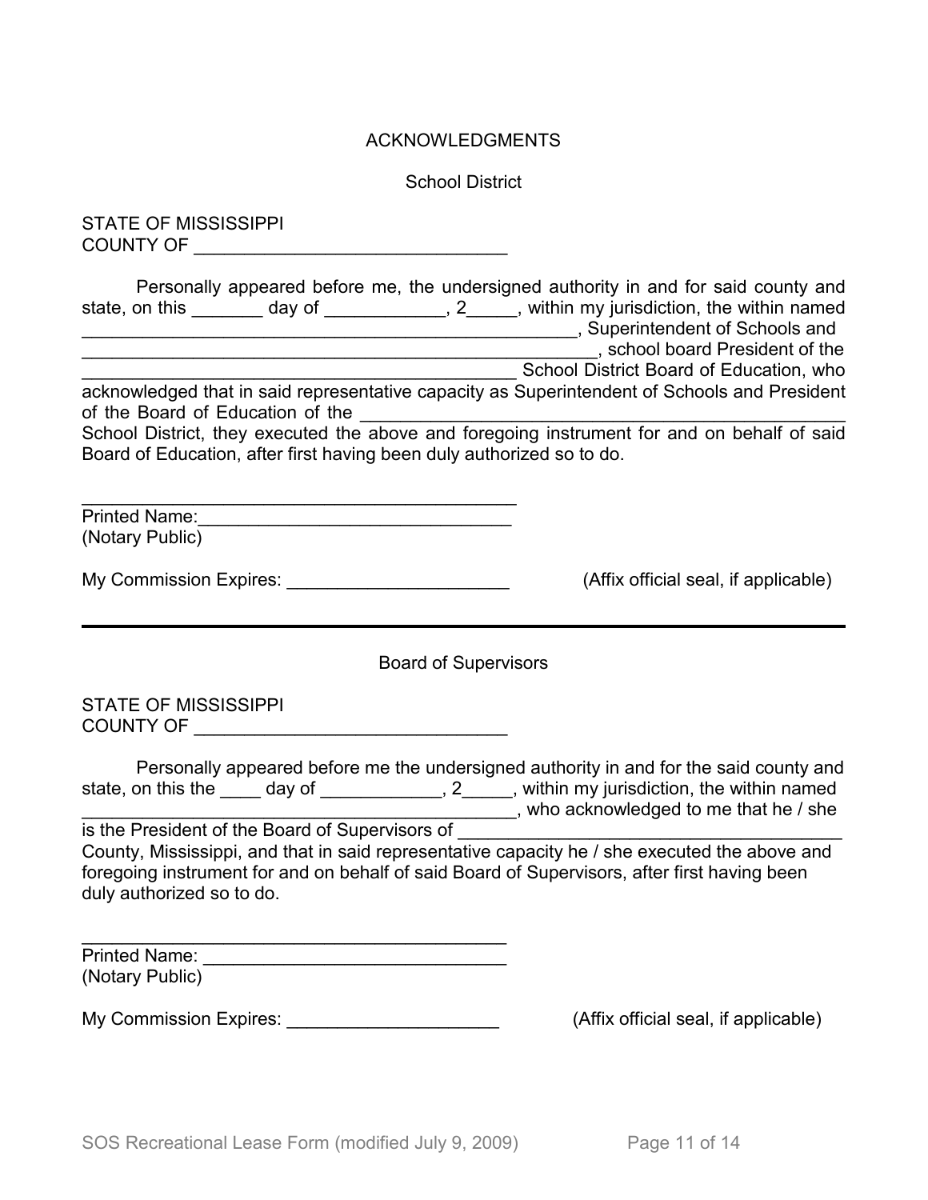# ACKNOWLEDGMENTS

## School District

STATE OF MISSISSIPPI
COUNTY OF ______________________________

Personally appeared before me, the undersigned authority in and for said county and state, on this _______ day of ____________, 2_____, within my jurisdiction, the within named ______________________________________________, Superintendent of Schools and ______________________________________________, school board President of the ____________________________________________ School District Board of Education, who acknowledged that in said representative capacity as Superintendent of Schools and President of the Board of Education of the ______________________________________________ School District, they executed the above and foregoing instrument for and on behalf of said Board of Education, after first having been duly authorized so to do.

____________________________________________
Printed Name:______________________________
(Notary Public)

My Commission Expires: ______________________ (Affix official seal, if applicable)

---

## Board of Supervisors

STATE OF MISSISSIPPI
COUNTY OF ______________________________

Personally appeared before me the undersigned authority in and for the said county and state, on this the ____ day of ____________, 2_____, within my jurisdiction, the within named ____________________________________________, who acknowledged to me that he / she is the President of the Board of Supervisors of ______________________________________ County, Mississippi, and that in said representative capacity he / she executed the above and foregoing instrument for and on behalf of said Board of Supervisors, after first having been duly authorized so to do.

____________________________________________
Printed Name: ______________________________
(Notary Public)

My Commission Expires: _____________________ (Affix official seal, if applicable)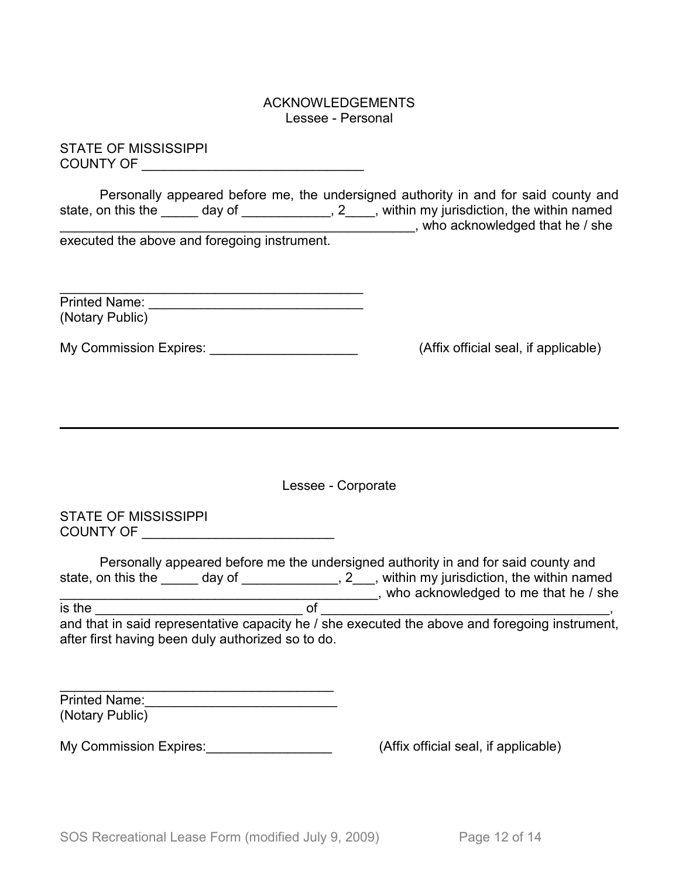# ACKNOWLEDGEMENTS

## Lessee - Personal

STATE OF MISSISSIPPI
COUNTY OF ______________________________

Personally appeared before me, the undersigned authority in and for said county and state, on this the _____ day of ____________, 2____, within my jurisdiction, the within named ________________________________________________, who acknowledged that he / she executed the above and foregoing instrument.

____________________________________________
Printed Name: ______________________________
(Notary Public)

My Commission Expires: ____________________ (Affix official seal, if applicable)

---

## Lessee - Corporate

STATE OF MISSISSIPPI
COUNTY OF __________________________

Personally appeared before me the undersigned authority in and for said county and state, on this the _____ day of _____________, 2___, within my jurisdiction, the within named __________________________________________, who acknowledged to me that he / she is the ____________________________ of _________________________________________, and that in said representative capacity he / she executed the above and foregoing instrument, after first having been duly authorized so to do.

______________________________________
Printed Name:__________________________
(Notary Public)

My Commission Expires:_________________ (Affix official seal, if applicable)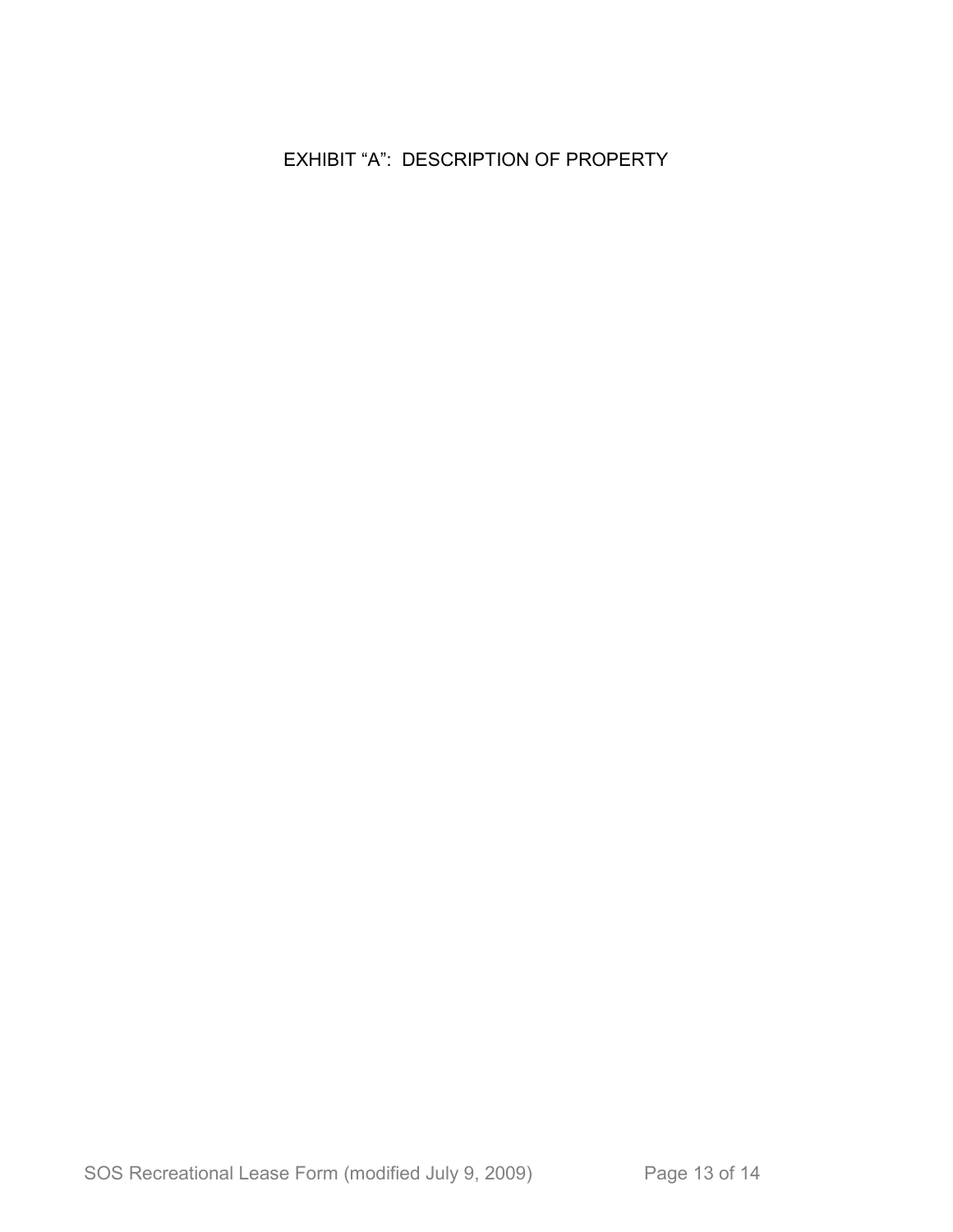# EXHIBIT "A": DESCRIPTION OF PROPERTY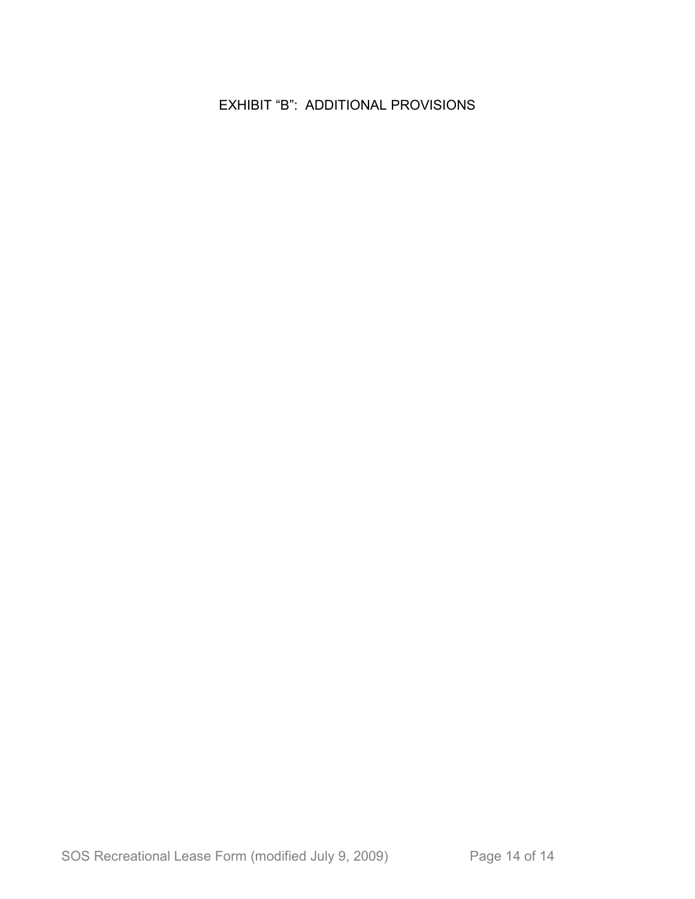# EXHIBIT "B": ADDITIONAL PROVISIONS